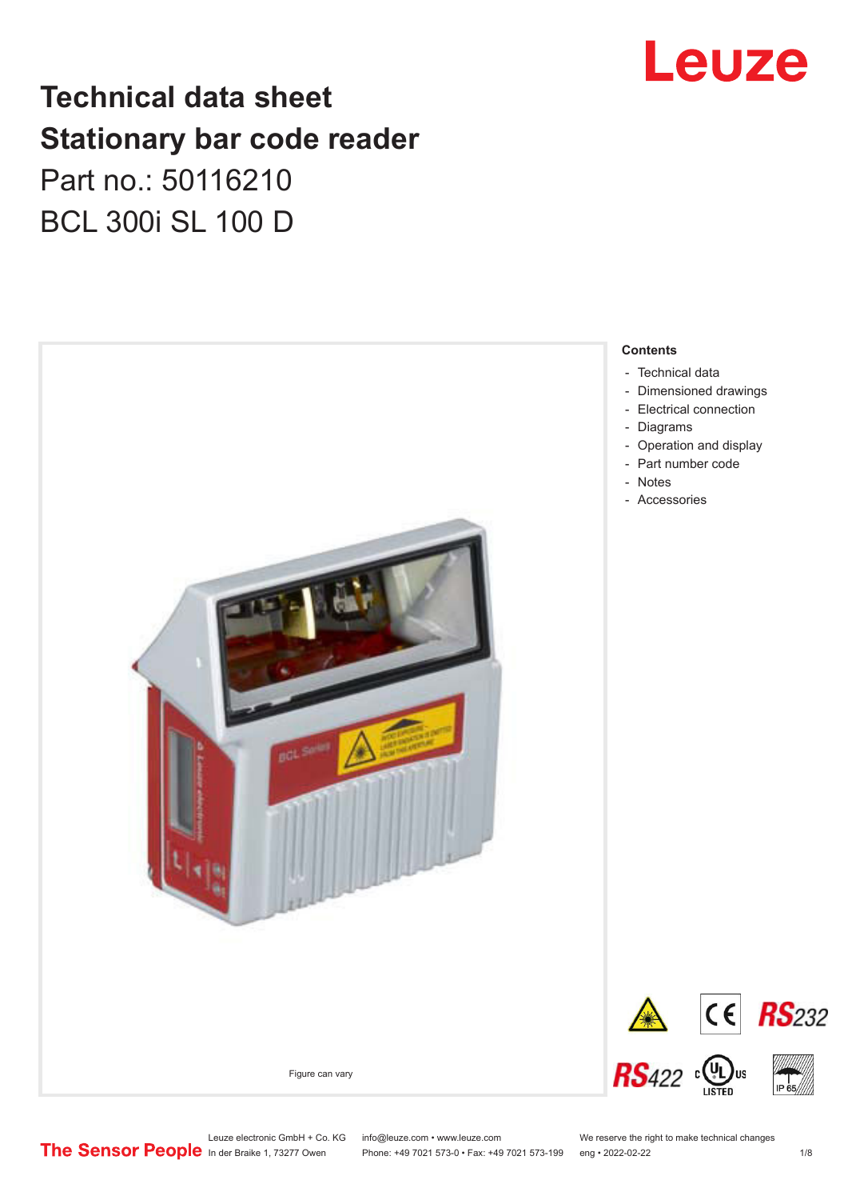# Technical data sheet
# Stationary bar code reader

Part no.: 50116210

BCL 300i SL 100 D

Figure can vary

**Contents**

- Technical data
- Dimensioned drawings
- Electrical connection
- Diagrams
- Operation and display
- Part number code
- Notes
- Accessories

Leuze electronic GmbH + Co. KG
In der Braike 1, 73277 Owen

info@leuze.com • www.leuze.com
Phone: +49 7021 573-0 • Fax: +49 7021 573-199

We reserve the right to make technical changes
eng • 2022-02-22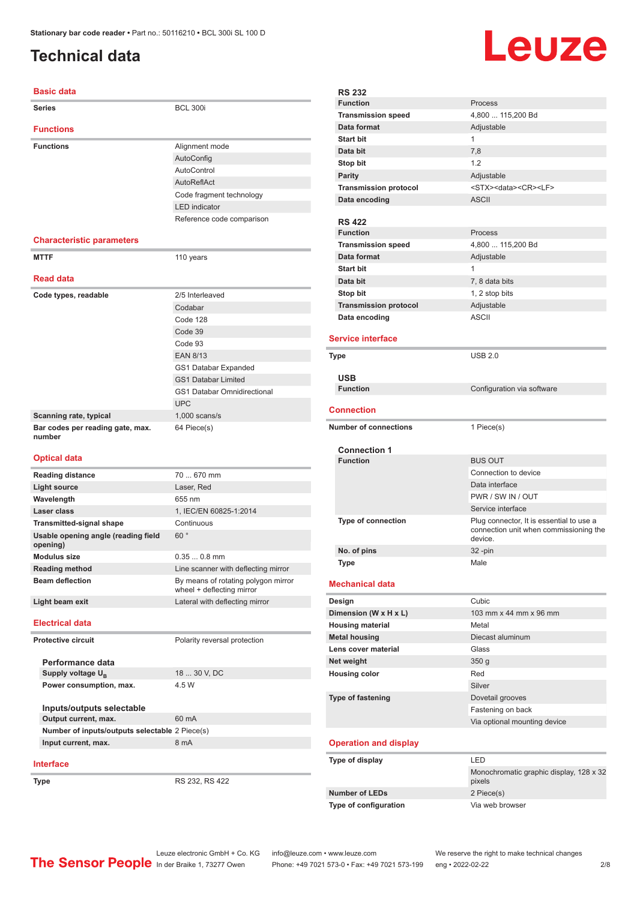# Technical data

## Basic data

| | |
|---|---|
| **Series** | BCL 300i |

## Functions

| | |
|---|---|
| **Functions** | Alignment mode |
| | AutoConfig |
| | AutoControl |
| | AutoReflAct |
| | Code fragment technology |
| | LED indicator |
| | Reference code comparison |

## Characteristic parameters

| | |
|---|---|
| **MTTF** | 110 years |

## Read data

| | |
|---|---|
| **Code types, readable** | 2/5 Interleaved |
| | Codabar |
| | Code 128 |
| | Code 39 |
| | Code 93 |
| | EAN 8/13 |
| | GS1 Databar Expanded |
| | GS1 Databar Limited |
| | GS1 Databar Omnidirectional |
| | UPC |
| **Scanning rate, typical** | 1,000 scans/s |
| **Bar codes per reading gate, max. number** | 64 Piece(s) |

## Optical data

| | |
|---|---|
| **Reading distance** | 70 ... 670 mm |
| **Light source** | Laser, Red |
| **Wavelength** | 655 nm |
| **Laser class** | 1, IEC/EN 60825-1:2014 |
| **Transmitted-signal shape** | Continuous |
| **Usable opening angle (reading field opening)** | 60 ° |
| **Modulus size** | 0.35 ... 0.8 mm |
| **Reading method** | Line scanner with deflecting mirror |
| **Beam deflection** | By means of rotating polygon mirror wheel + deflecting mirror |
| **Light beam exit** | Lateral with deflecting mirror |

## Electrical data

| | |
|---|---|
| **Protective circuit** | Polarity reversal protection |

### Performance data

| | |
|---|---|
| **Supply voltage $U_B$** | 18 ... 30 V, DC |
| **Power consumption, max.** | 4.5 W |

### Inputs/outputs selectable

| | |
|---|---|
| **Output current, max.** | 60 mA |
| **Number of inputs/outputs selectable** | 2 Piece(s) |
| **Input current, max.** | 8 mA |

## Interface

| | |
|---|---|
| **Type** | RS 232, RS 422 |

### RS 232

| | |
|---|---|
| **Function** | Process |
| **Transmission speed** | 4,800 ... 115,200 Bd |
| **Data format** | Adjustable |
| **Start bit** | 1 |
| **Data bit** | 7,8 |
| **Stop bit** | 1.2 |
| **Parity** | Adjustable |
| **Transmission protocol** | <STX><data><CR><LF> |
| **Data encoding** | ASCII |

### RS 422

| | |
|---|---|
| **Function** | Process |
| **Transmission speed** | 4,800 ... 115,200 Bd |
| **Data format** | Adjustable |
| **Start bit** | 1 |
| **Data bit** | 7, 8 data bits |
| **Stop bit** | 1, 2 stop bits |
| **Transmission protocol** | Adjustable |
| **Data encoding** | ASCII |

## Service interface

| | |
|---|---|
| **Type** | USB 2.0 |

### USB

| | |
|---|---|
| **Function** | Configuration via software |

## Connection

| | |
|---|---|
| **Number of connections** | 1 Piece(s) |

### Connection 1

| | |
|---|---|
| **Function** | BUS OUT |
| | Connection to device |
| | Data interface |
| | PWR / SW IN / OUT |
| | Service interface |
| **Type of connection** | Plug connector, It is essential to use a connection unit when commissioning the device. |
| **No. of pins** | 32 -pin |
| **Type** | Male |

## Mechanical data

| | |
|---|---|
| **Design** | Cubic |
| **Dimension (W x H x L)** | 103 mm x 44 mm x 96 mm |
| **Housing material** | Metal |
| **Metal housing** | Diecast aluminum |
| **Lens cover material** | Glass |
| **Net weight** | 350 g |
| **Housing color** | Red |
| | Silver |
| **Type of fastening** | Dovetail grooves |
| | Fastening on back |
| | Via optional mounting device |

## Operation and display

| | |
|---|---|
| **Type of display** | LED |
| | Monochromatic graphic display, 128 x 32 pixels |
| **Number of LEDs** | 2 Piece(s) |
| **Type of configuration** | Via web browser |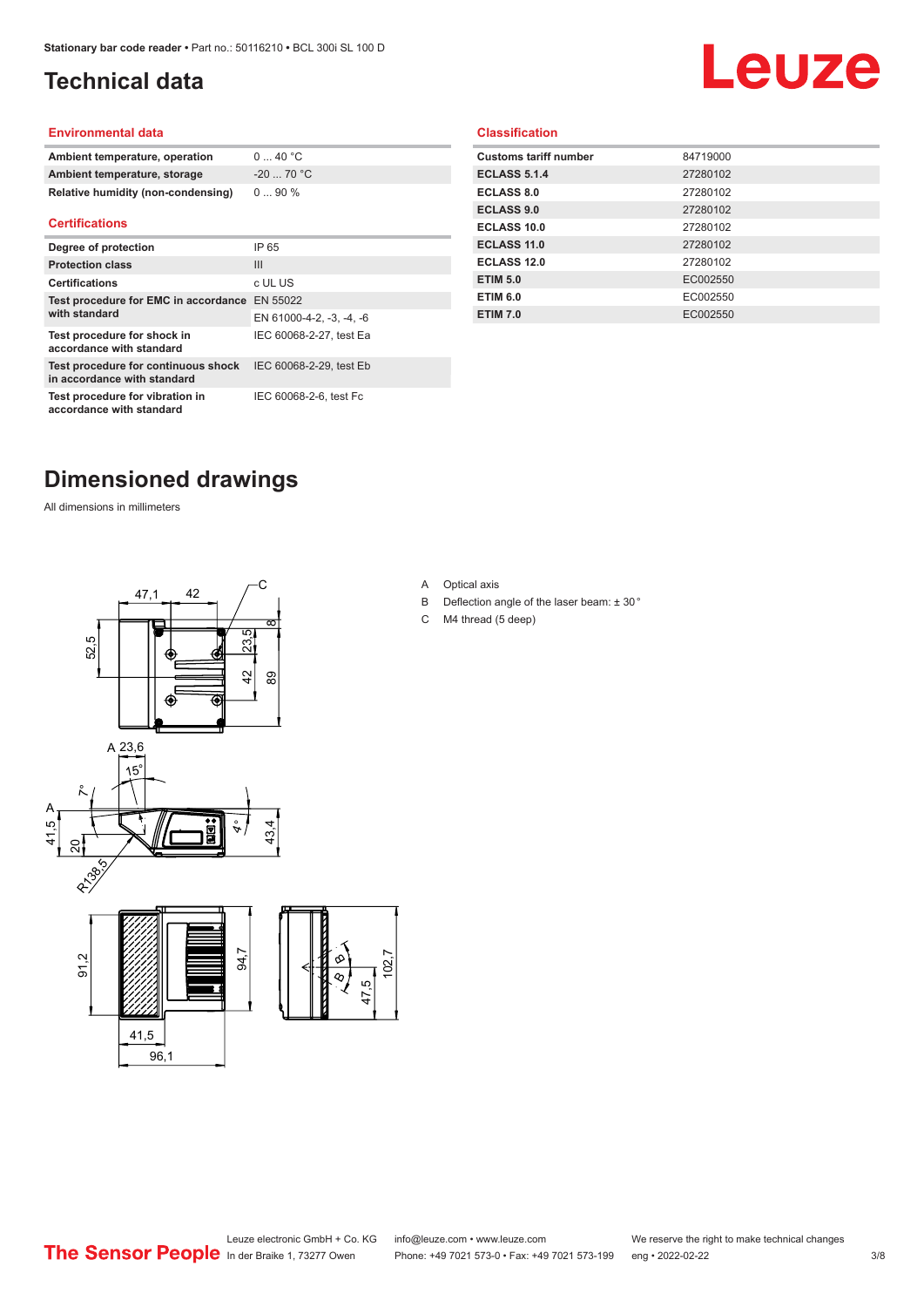# Technical data

## Environmental data

| | |
|---|---|
| Ambient temperature, operation | 0 ... 40 °C |
| Ambient temperature, storage | -20 ... 70 °C |
| Relative humidity (non-condensing) | 0 ... 90 % |

## Certifications

| | |
|---|---|
| Degree of protection | IP 65 |
| Protection class | III |
| Certifications | c UL US |
| Test procedure for EMC in accordance with standard | EN 55022 |
| | EN 61000-4-2, -3, -4, -6 |
| Test procedure for shock in accordance with standard | IEC 60068-2-27, test Ea |
| Test procedure for continuous shock in accordance with standard | IEC 60068-2-29, test Eb |
| Test procedure for vibration in accordance with standard | IEC 60068-2-6, test Fc |

## Classification

| | |
|---|---|
| Customs tariff number | 84719000 |
| ECLASS 5.1.4 | 27280102 |
| ECLASS 8.0 | 27280102 |
| ECLASS 9.0 | 27280102 |
| ECLASS 10.0 | 27280102 |
| ECLASS 11.0 | 27280102 |
| ECLASS 12.0 | 27280102 |
| ETIM 5.0 | EC002550 |
| ETIM 6.0 | EC002550 |
| ETIM 7.0 | EC002550 |

# Dimensioned drawings

All dimensions in millimeters

A Optical axis

B Deflection angle of the laser beam: ± 30 °

C M4 thread (5 deep)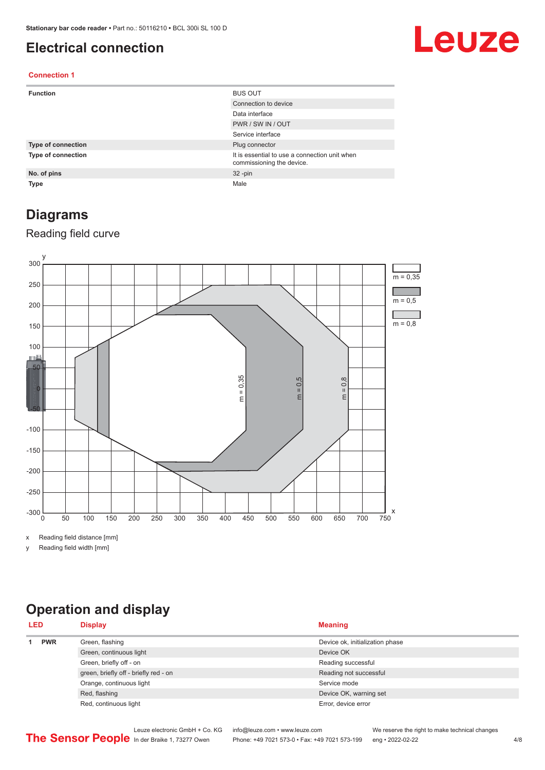# Electrical connection

### Connection 1

| | |
|---|---|
| **Function** | BUS OUT |
| | Connection to device |
| | Data interface |
| | PWR / SW IN / OUT |
| | Service interface |
| **Type of connection** | Plug connector |
| **Type of connection** | It is essential to use a connection unit when commissioning the device. |
| **No. of pins** | 32 -pin |
| **Type** | Male |

# Diagrams

## Reading field curve

x Reading field distance [mm]

y Reading field width [mm]

# Operation and display

| LED | | Display | Meaning |
|---|---|---|---|
| 1 | PWR | Green, flashing | Device ok, initialization phase |
| | | Green, continuous light | Device OK |
| | | Green, briefly off - on | Reading successful |
| | | green, briefly off - briefly red - on | Reading not successful |
| | | Orange, continuous light | Service mode |
| | | Red, flashing | Device OK, warning set |
| | | Red, continuous light | Error, device error |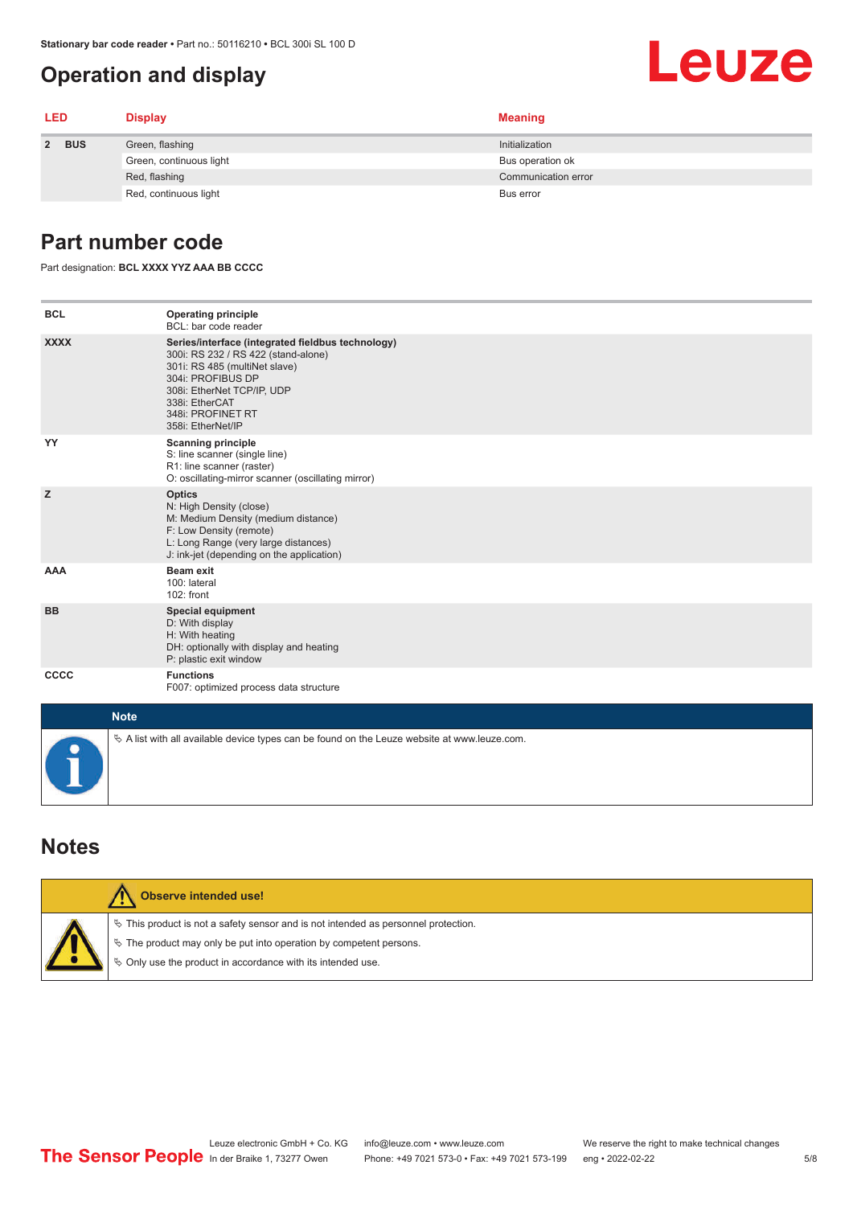# Operation and display

| LED | | Display | Meaning |
|---|---|---|---|
| 2 | BUS | Green, flashing | Initialization |
| | | Green, continuous light | Bus operation ok |
| | | Red, flashing | Communication error |
| | | Red, continuous light | Bus error |

## Part number code

Part designation: **BCL XXXX YYZ AAA BB CCCC**

| | |
|---|---|
| **BCL** | **Operating principle**<br>BCL: bar code reader |
| **XXXX** | **Series/interface (integrated fieldbus technology)**<br>300i: RS 232 / RS 422 (stand-alone)<br>301i: RS 485 (multiNet slave)<br>304i: PROFIBUS DP<br>308i: EtherNet TCP/IP, UDP<br>338i: EtherCAT<br>348i: PROFINET RT<br>358i: EtherNet/IP |
| **YY** | **Scanning principle**<br>S: line scanner (single line)<br>R1: line scanner (raster)<br>O: oscillating-mirror scanner (oscillating mirror) |
| **Z** | **Optics**<br>N: High Density (close)<br>M: Medium Density (medium distance)<br>F: Low Density (remote)<br>L: Long Range (very large distances)<br>J: ink-jet (depending on the application) |
| **AAA** | **Beam exit**<br>100: lateral<br>102: front |
| **BB** | **Special equipment**<br>D: With display<br>H: With heating<br>DH: optionally with display and heating<br>P: plastic exit window |
| **CCCC** | **Functions**<br>F007: optimized process data structure |

**Note**

- A list with all available device types can be found on the Leuze website at www.leuze.com.

## Notes

**Observe intended use!**

- This product is not a safety sensor and is not intended as personnel protection.
- The product may only be put into operation by competent persons.
- Only use the product in accordance with its intended use.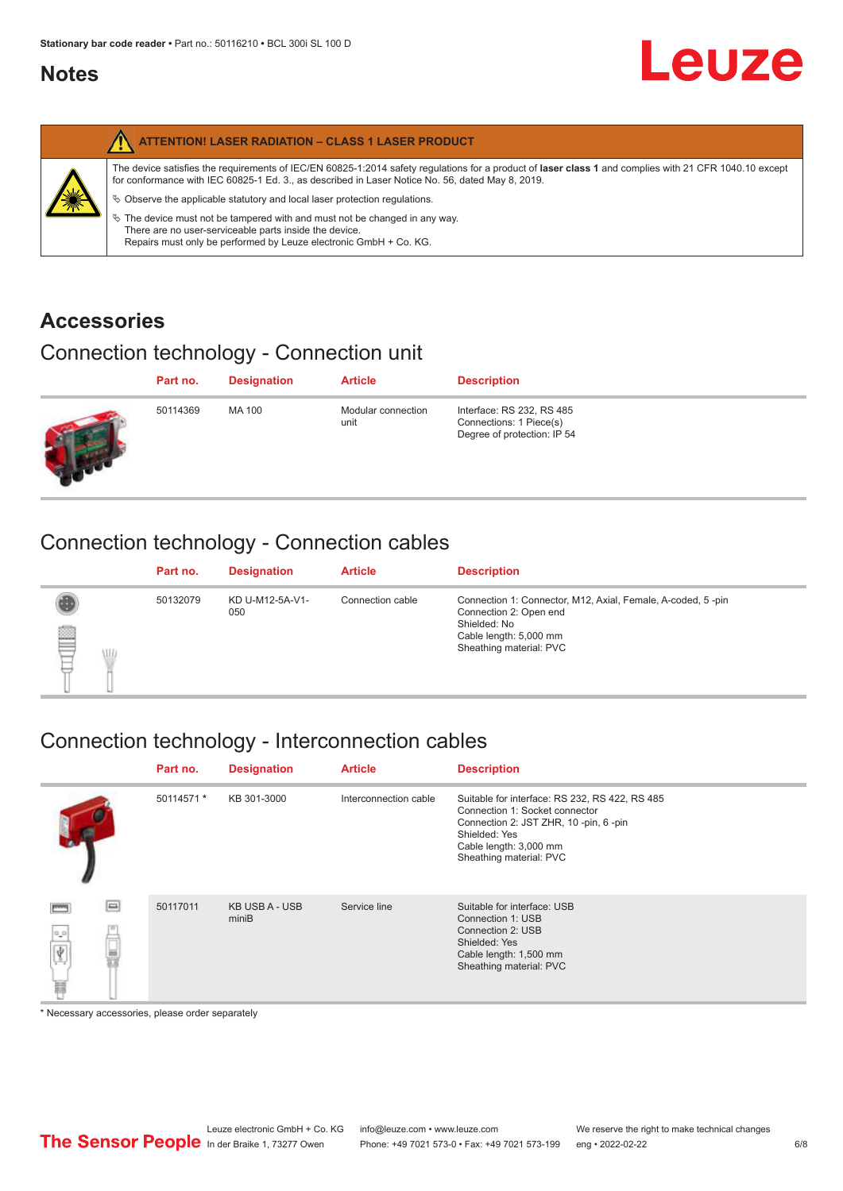# Notes

**ATTENTION! LASER RADIATION – CLASS 1 LASER PRODUCT**

The device satisfies the requirements of IEC/EN 60825-1:2014 safety regulations for a product of **laser class 1** and complies with 21 CFR 1040.10 except for conformance with IEC 60825-1 Ed. 3., as described in Laser Notice No. 56, dated May 8, 2019.

- Observe the applicable statutory and local laser protection regulations.
- The device must not be tampered with and must not be changed in any way. There are no user-serviceable parts inside the device. Repairs must only be performed by Leuze electronic GmbH + Co. KG.

# Accessories

## Connection technology - Connection unit

| Part no. | Designation | Article | Description |
|---|---|---|---|
| 50114369 | MA 100 | Modular connection unit | Interface: RS 232, RS 485<br>Connections: 1 Piece(s)<br>Degree of protection: IP 54 |

## Connection technology - Connection cables

| Part no. | Designation | Article | Description |
|---|---|---|---|
| 50132079 | KD U-M12-5A-V1-050 | Connection cable | Connection 1: Connector, M12, Axial, Female, A-coded, 5 -pin<br>Connection 2: Open end<br>Shielded: No<br>Cable length: 5,000 mm<br>Sheathing material: PVC |

## Connection technology - Interconnection cables

| Part no. | Designation | Article | Description |
|---|---|---|---|
| 50114571 * | KB 301-3000 | Interconnection cable | Suitable for interface: RS 232, RS 422, RS 485<br>Connection 1: Socket connector<br>Connection 2: JST ZHR, 10 -pin, 6 -pin<br>Shielded: Yes<br>Cable length: 3,000 mm<br>Sheathing material: PVC |
| 50117011 | KB USB A - USB miniB | Service line | Suitable for interface: USB<br>Connection 1: USB<br>Connection 2: USB<br>Shielded: Yes<br>Cable length: 1,500 mm<br>Sheathing material: PVC |

* Necessary accessories, please order separately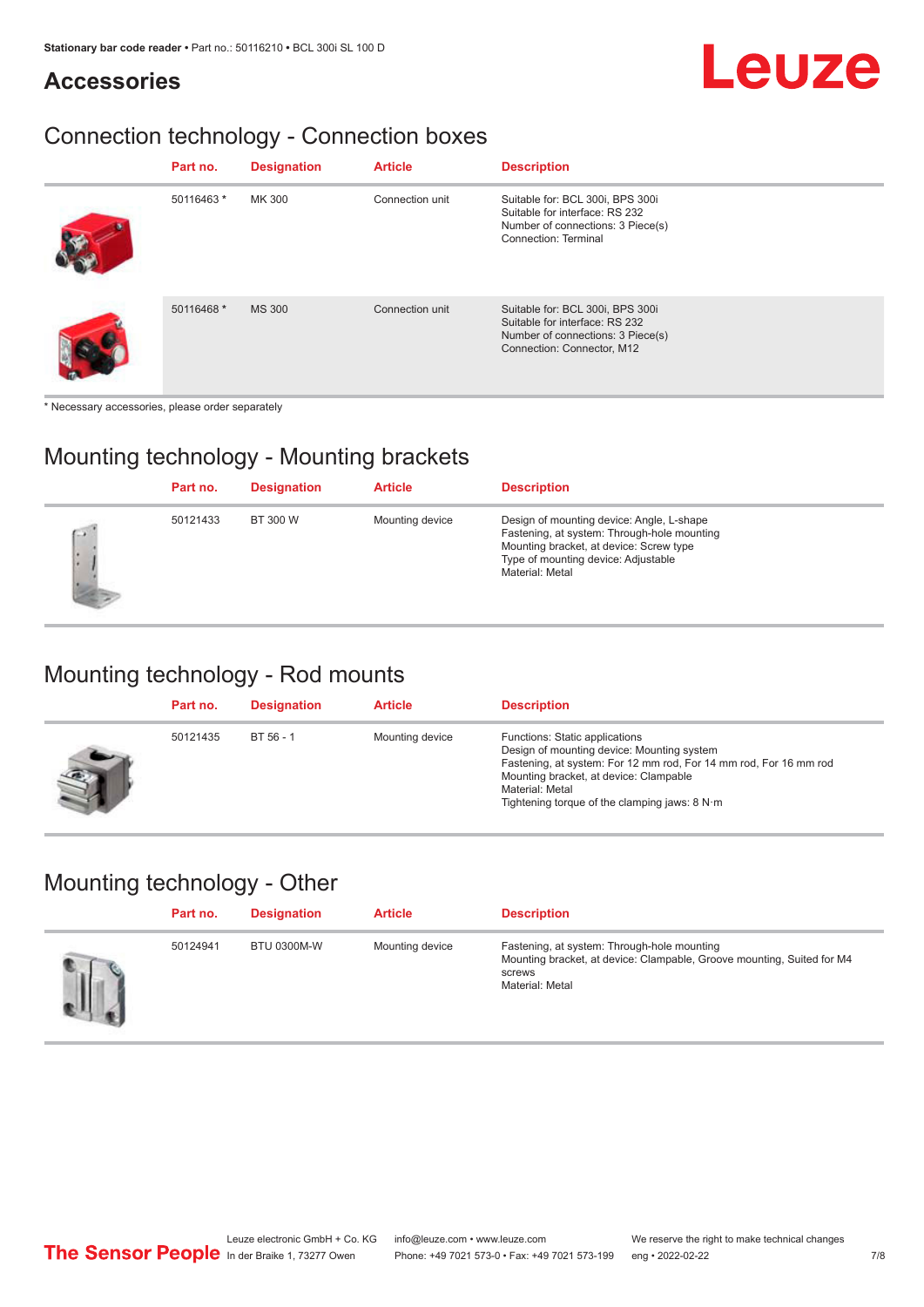## Accessories

### Connection technology - Connection boxes

| Part no. | Designation | Article | Description |
|---|---|---|---|
| 50116463 * | MK 300 | Connection unit | Suitable for: BCL 300i, BPS 300i<br>Suitable for interface: RS 232<br>Number of connections: 3 Piece(s)<br>Connection: Terminal |
| 50116468 * | MS 300 | Connection unit | Suitable for: BCL 300i, BPS 300i<br>Suitable for interface: RS 232<br>Number of connections: 3 Piece(s)<br>Connection: Connector, M12 |

* Necessary accessories, please order separately

### Mounting technology - Mounting brackets

| Part no. | Designation | Article | Description |
|---|---|---|---|
| 50121433 | BT 300 W | Mounting device | Design of mounting device: Angle, L-shape<br>Fastening, at system: Through-hole mounting<br>Mounting bracket, at device: Screw type<br>Type of mounting device: Adjustable<br>Material: Metal |

### Mounting technology - Rod mounts

| Part no. | Designation | Article | Description |
|---|---|---|---|
| 50121435 | BT 56 - 1 | Mounting device | Functions: Static applications<br>Design of mounting device: Mounting system<br>Fastening, at system: For 12 mm rod, For 14 mm rod, For 16 mm rod<br>Mounting bracket, at device: Clampable<br>Material: Metal<br>Tightening torque of the clamping jaws: 8 N·m |

### Mounting technology - Other

| Part no. | Designation | Article | Description |
|---|---|---|---|
| 50124941 | BTU 0300M-W | Mounting device | Fastening, at system: Through-hole mounting<br>Mounting bracket, at device: Clampable, Groove mounting, Suited for M4 screws<br>Material: Metal |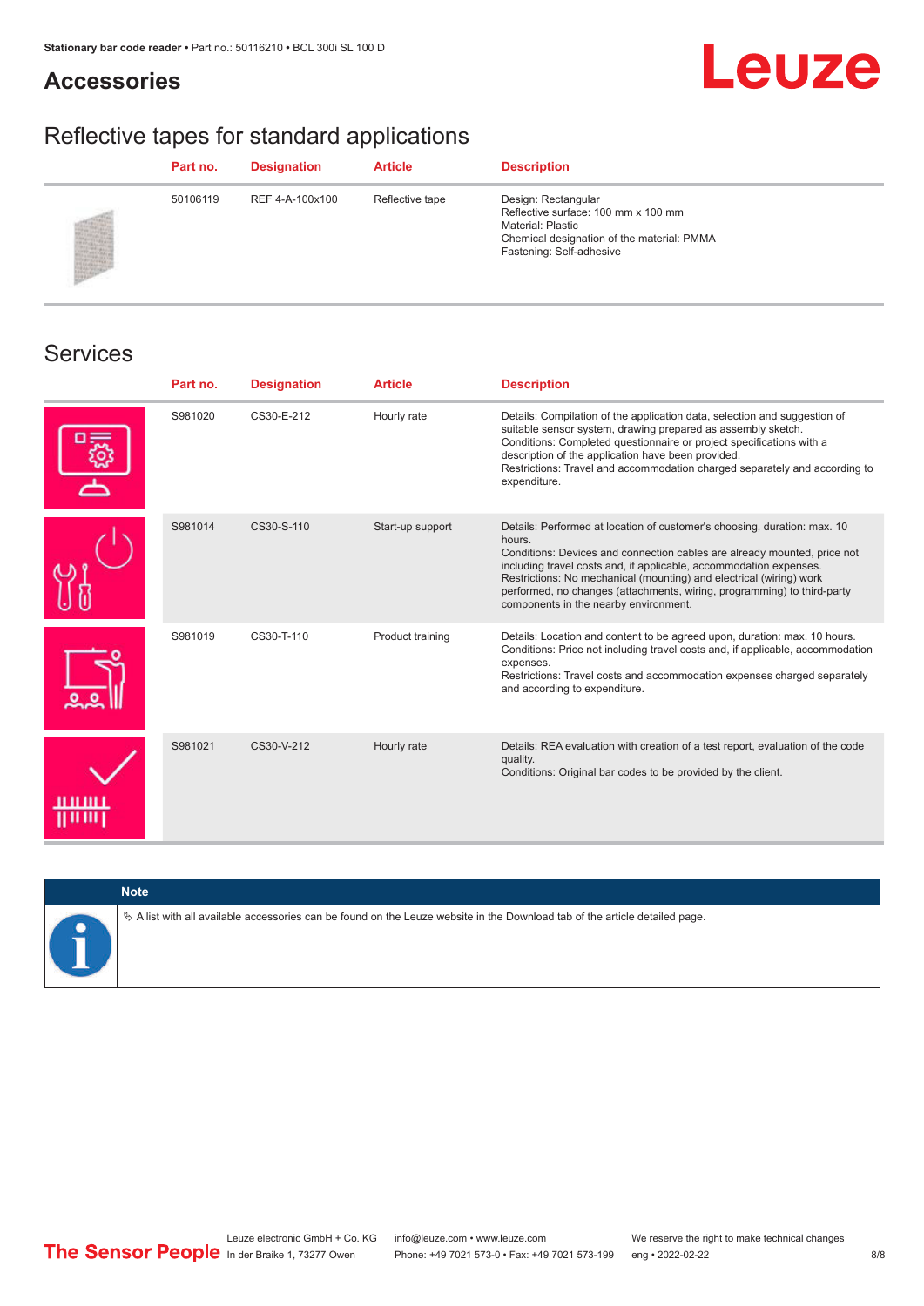## Accessories

# Reflective tapes for standard applications

| Part no. | Designation | Article | Description |
|---|---|---|---|
| 50106119 | REF 4-A-100x100 | Reflective tape | Design: Rectangular<br>Reflective surface: 100 mm x 100 mm<br>Material: Plastic<br>Chemical designation of the material: PMMA<br>Fastening: Self-adhesive |

# Services

| Part no. | Designation | Article | Description |
|---|---|---|---|
| S981020 | CS30-E-212 | Hourly rate | Details: Compilation of the application data, selection and suggestion of suitable sensor system, drawing prepared as assembly sketch.<br>Conditions: Completed questionnaire or project specifications with a description of the application have been provided.<br>Restrictions: Travel and accommodation charged separately and according to expenditure. |
| S981014 | CS30-S-110 | Start-up support | Details: Performed at location of customer's choosing, duration: max. 10 hours.<br>Conditions: Devices and connection cables are already mounted, price not including travel costs and, if applicable, accommodation expenses.<br>Restrictions: No mechanical (mounting) and electrical (wiring) work performed, no changes (attachments, wiring, programming) to third-party components in the nearby environment. |
| S981019 | CS30-T-110 | Product training | Details: Location and content to be agreed upon, duration: max. 10 hours.<br>Conditions: Price not including travel costs and, if applicable, accommodation expenses.<br>Restrictions: Travel costs and accommodation expenses charged separately and according to expenditure. |
| S981021 | CS30-V-212 | Hourly rate | Details: REA evaluation with creation of a test report, evaluation of the code quality.<br>Conditions: Original bar codes to be provided by the client. |

**Note**

A list with all available accessories can be found on the Leuze website in the Download tab of the article detailed page.